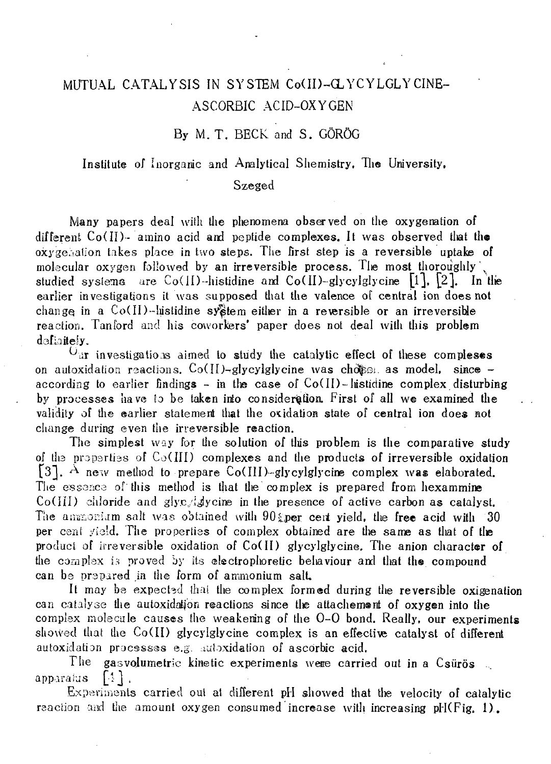# MUTUAL CATALYSIS IN SYSTEM Co(II)-GLYCYLGLYCINE-ASCORBIC ACID-OXYGEN

By M. T. BECK and S. GÖRÖG

Institute of Inorganic and Analytical Shemistry, The University, Szeged

Many papers deal with the phenomena observed on the oxygenation of different Co(II)- amino acid and peptide complexes. It was observed that the oxygenation takes place in two steps. The first step is a reversible uptake of molecular oxygen followed by an irreversible process. The most thoroughly studied systems are Co(II)-histidine and Co(II)-glycylglycine [1], [2]. In the earlier investigations it was supposed that the valence of central ion does not change in a Co(II)-histidine system either in a reversible or an irreversible reaction. Tanford and his coworkers' paper does not deal with this problem definitely.

Our investigations aimed to study the catalytic effect of these compleses on autoxidation reactions. Co(II)-glycylglycine was chosen as model, since - according to earlier findings - in the case of Co(II)-histidine complex disturbing by processes have to be taken into consideration. First of all we examined the validity of the earlier statement that the oxidation state of central ion does not change during even the irreversible reaction.

The simplest way for the solution of this problem is the comparative study of the properties of Co(III) complexes and the products of irreversible oxidation [3]. A new method to prepare Co(III)-glycylglycine complex was elaborated. The essence of this method is that the complex is prepared from hexammine Co(III) chloride and glycylglycine in the presence of active carbon as catalyst. The ammonium salt was obtained with 90 per cent yield, the free acid with 30 per cent yield. The properties of complex obtained are the same as that of the product of irreversible oxidation of Co(II) glycylglycine. The anion character of the complex is proved by its electrophoretic behaviour and that the compound can be prepared in the form of ammonium salt.

It may be expected that the complex formed during the reversible oxigenation can catalyse the autoxidation reactions since the attachement of oxygen into the complex molecule causes the weakening of the O-O bond. Really, our experiments showed that the Co(II) glycylglycine complex is an effective catalyst of different autoxidation processes e.g. autoxidation of ascorbic acid.

The gasvolumetric kinetic experiments were carried out in a Csürös apparatus [4].

Experiments carried out at different pH showed that the velocity of catalytic reaction and the amount oxygen consumed increase with increasing pH(Fig. 1).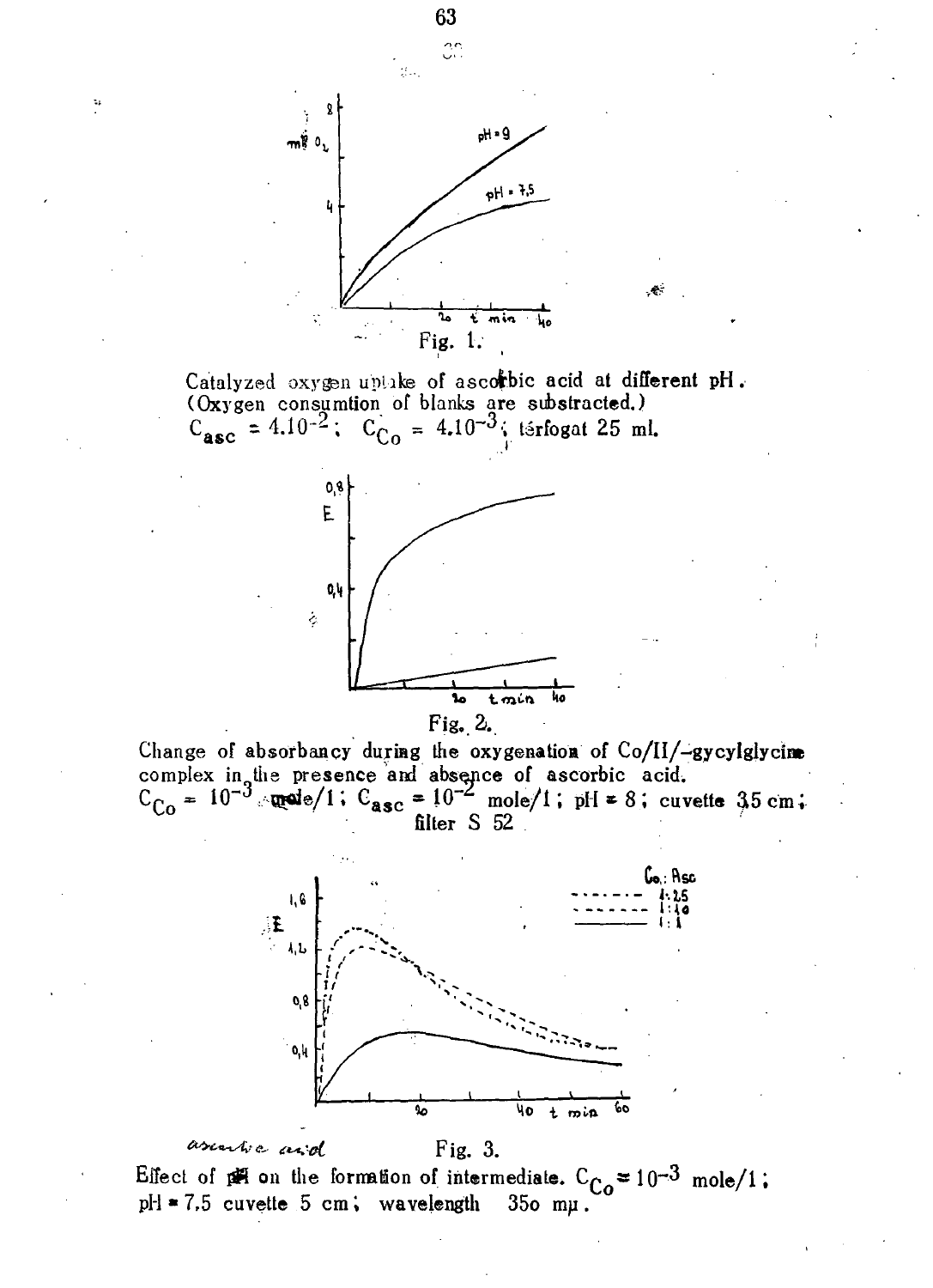Fig. 1.

Catalyzed oxygen uptake of ascorbic acid at different pH. (Oxygen consumtion of blanks are substracted.)
$C_{asc} = 4.10^{-2}$; $C_{Co} = 4.10^{-3}$; térfogat 25 ml.

Fig. 2.

Change of absorbancy during the oxygenation of Co/II/–gycylglycine complex in the presence and absence of ascorbic acid.
$C_{Co} = 10^{-3}$ mole/l; $C_{asc} = 10^{-2}$ mole/l; pH = 8; cuvette 3,5 cm; filter S 52

Fig. 3.

Effect of ~~pH~~ ascorbic acid on the formation of intermediate. $C_{Co} = 10^{-3}$ mole/l; pH = 7,5 cuvette 5 cm; wavelength 35o mμ.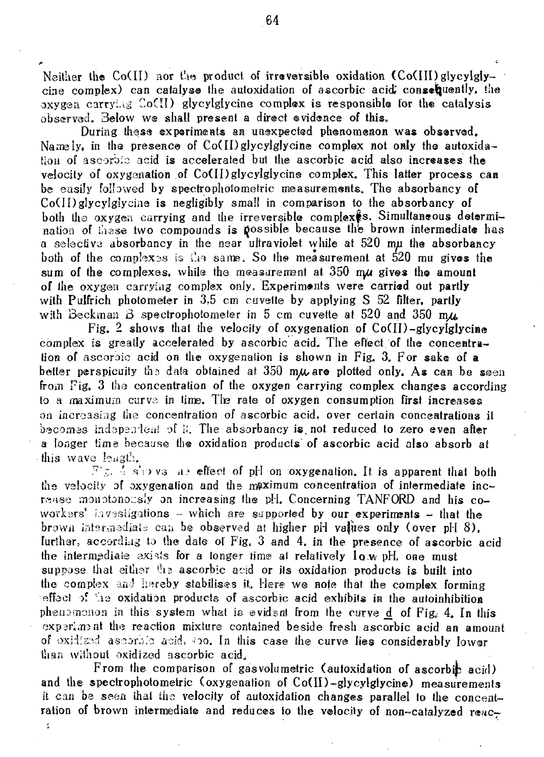Neither the Co(II) nor the product of irreversible oxidation (Co(III)glycylglycine complex) can catalyse the autoxidation of ascorbic acid; consequently, the oxygen carrying Co(II) glycylglycine complex is responsible for the catalysis observed. Below we shall present a direct evidence of this.

During these experiments an unexpected phenomenon was observed. Namely, in the presence of Co(II)glycylglycine complex not only the autoxidation of ascorbic acid is accelerated but the ascorbic acid also increases the velocity of oxygenation of Co(II)glycylglycine complex. This latter process can be easily followed by spectrophotometric measurements. The absorbancy of Co(II)glycylglycine is negligibly small in comparison to the absorbancy of both the oxygen carrying and the irreversible complexes. Simultaneous determination of these two compounds is possible because the brown intermediate has a selective absorbancy in the near ultraviolet while at 520 mμ the absorbancy both of the complexes is the same. So the measurement at 520 mu gives the sum of the complexes, while the measurement at 350 mμ gives the amount of the oxygen carrying complex only. Experiments were carried out partly with Pulfrich photometer in 3.5 cm cuvette by applying S 52 filter, partly with Beckman B spectrophotometer in 5 cm cuvette at 520 and 350 mμ.

Fig. 2 shows that the velocity of oxygenation of Co(II)-glycylglycine complex is greatly accelerated by ascorbic acid. The effect of the concentration of ascorbic acid on the oxygenation is shown in Fig. 3. For sake of a better perspicuity the data obtained at 350 mμ are plotted only. As can be seen from Fig. 3 the concentration of the oxygen carrying complex changes according to a maximum curve in time. The rate of oxygen consumption first increases on increasing the concentration of ascorbic acid, over certain concentrations it becomes independent of it. The absorbancy is not reduced to zero even after a longer time because the oxidation products of ascorbic acid also absorb at this wave length.

Fig. 4 shows the effect of pH on oxygenation. It is apparent that both the velocity of oxygenation and the maximum concentration of intermediate increase monotonously on increasing the pH. Concerning TANFORD and his coworkers' investigations - which are supported by our experiments - that the brown intermediate can be observed at higher pH values only (over pH 8), further, according to the date of Fig. 3 and 4. in the presence of ascorbic acid the intermediate exists for a longer time at relatively low pH, one must suppose that either the ascorbic acid or its oxidation products is built into the complex and hereby stabilises it. Here we note that the complex forming effect of the oxidation products of ascorbic acid exhibits in the autoinhibition phenomenon in this system what is evident from the curve d of Fig. 4. In this experiment the reaction mixture contained beside fresh ascorbic acid an amount of oxidized ascorbic acid, too. In this case the curve lies considerably lower than without oxidized ascorbic acid.

From the comparison of gasvolumetric (autoxidation of ascorbic acid) and the spectrophotometric (oxygenation of Co(II)-glycylglycine) measurements it can be seen that the velocity of autoxidation changes parallel to the concentration of brown intermediate and reduces to the velocity of non-catalyzed reac-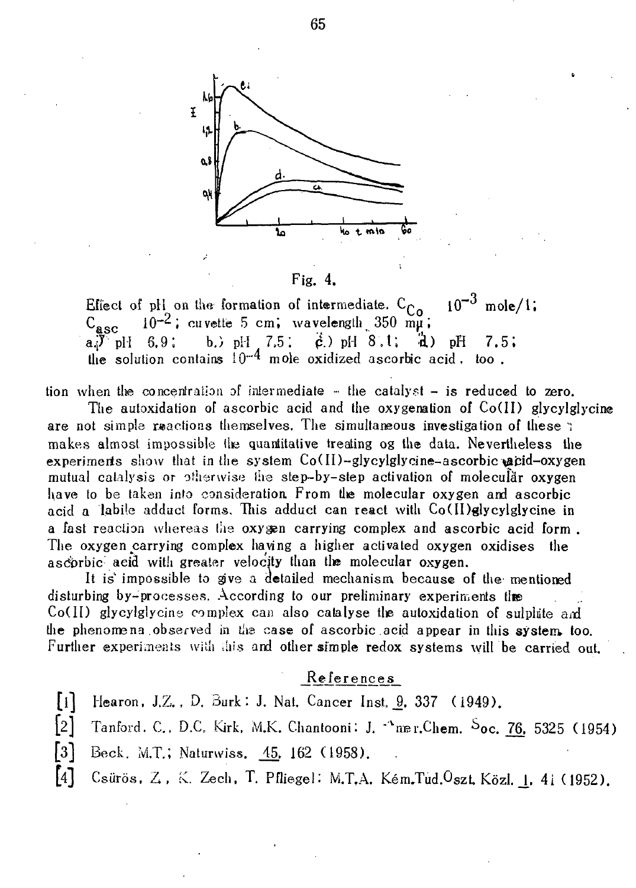E

1.6

1.2

0.8

0.4

e.

b.

d.

a.

20

40 t min

60

Fig. 4.

Effect of pH on the formation of intermediate. $C_{Co}$ $10^{-3}$ mole/l; $C_{asc}$ $10^{-2}$; cuvette 5 cm; wavelength 350 mμ; a.) pH 6.9; b.) pH 7.5; c.) pH 8.1; d.) pH 7.5; the solution contains $10^{-4}$ mole oxidized ascorbic acid, too.

tion when the concentration of intermediate – the catalyst – is reduced to zero.

The autoxidation of ascorbic acid and the oxygenation of Co(II) glycylglycine are not simple reactions themselves. The simultaneous investigation of these makes almost impossible the quantitative treating og the data. Nevertheless the experiments show that in the system Co(II)-glycylglycine-ascorbic acid-oxygen mutual catalysis or otherwise the step-by-step activation of molecular oxygen have to be taken into consideration. From the molecular oxygen and ascorbic acid a labile adduct forms. This adduct can react with Co(II)glycylglycine in a fast reaction whereas the oxygen carrying complex and ascorbic acid form. The oxygen carrying complex having a higher activated oxygen oxidises the ascorbic acid with greater velocity than the molecular oxygen.

It is impossible to give a detailed mechanism because of the mentioned disturbing by-processes. According to our preliminary experiments the Co(II) glycylglycine complex can also catalyse the autoxidation of sulphite and the phenomena observed in the case of ascorbic acid appear in this system, too. Further experiments with this and other simple redox systems will be carried out.

## References

[1] Hearon, J.Z., D. Burk: J. Nat. Cancer Inst. 9, 337 (1949).

[2] Tanford, C., D.C. Kirk, M.K. Chantooni: J. Amer.Chem. Soc. 76, 5325 (1954)

[3] Beck, M.T.: Naturwiss. 45, 162 (1958).

[4] Csürös, Z., K. Zech, T. Pfliegel: M.T.A. Kém.Tud.Oszt. Közl. 1, 41 (1952).